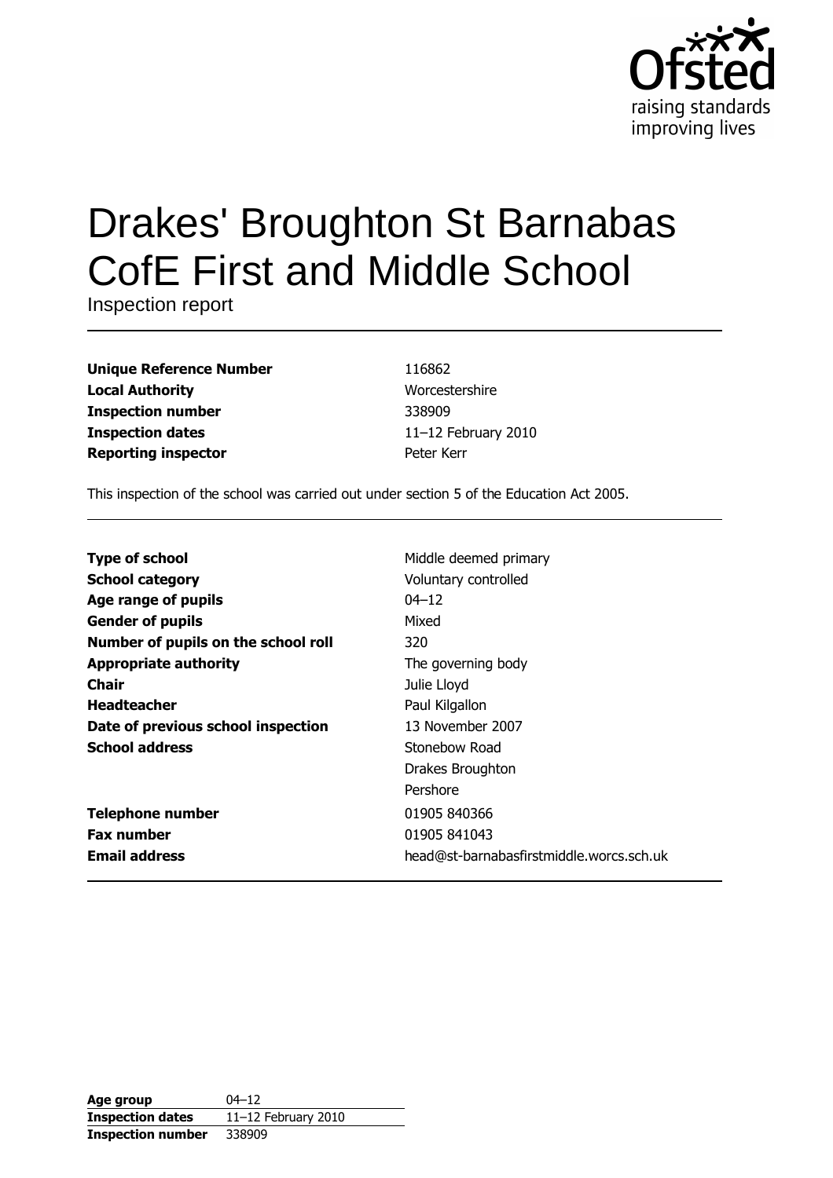Ofsted
raising standards
improving lives

# Drakes' Broughton St Barnabas CofE First and Middle School

Inspection report

| | |
|---|---|
| **Unique Reference Number** | 116862 |
| **Local Authority** | Worcestershire |
| **Inspection number** | 338909 |
| **Inspection dates** | 11–12 February 2010 |
| **Reporting inspector** | Peter Kerr |

This inspection of the school was carried out under section 5 of the Education Act 2005.

| | |
|---|---|
| **Type of school** | Middle deemed primary |
| **School category** | Voluntary controlled |
| **Age range of pupils** | 04–12 |
| **Gender of pupils** | Mixed |
| **Number of pupils on the school roll** | 320 |
| **Appropriate authority** | The governing body |
| **Chair** | Julie Lloyd |
| **Headteacher** | Paul Kilgallon |
| **Date of previous school inspection** | 13 November 2007 |
| **School address** | Stonebow Road<br>Drakes Broughton<br>Pershore |
| **Telephone number** | 01905 840366 |
| **Fax number** | 01905 841043 |
| **Email address** | head@st-barnabasfirstmiddle.worcs.sch.uk |

| | |
|---|---|
| **Age group** | 04–12 |
| **Inspection dates** | 11–12 February 2010 |
| **Inspection number** | 338909 |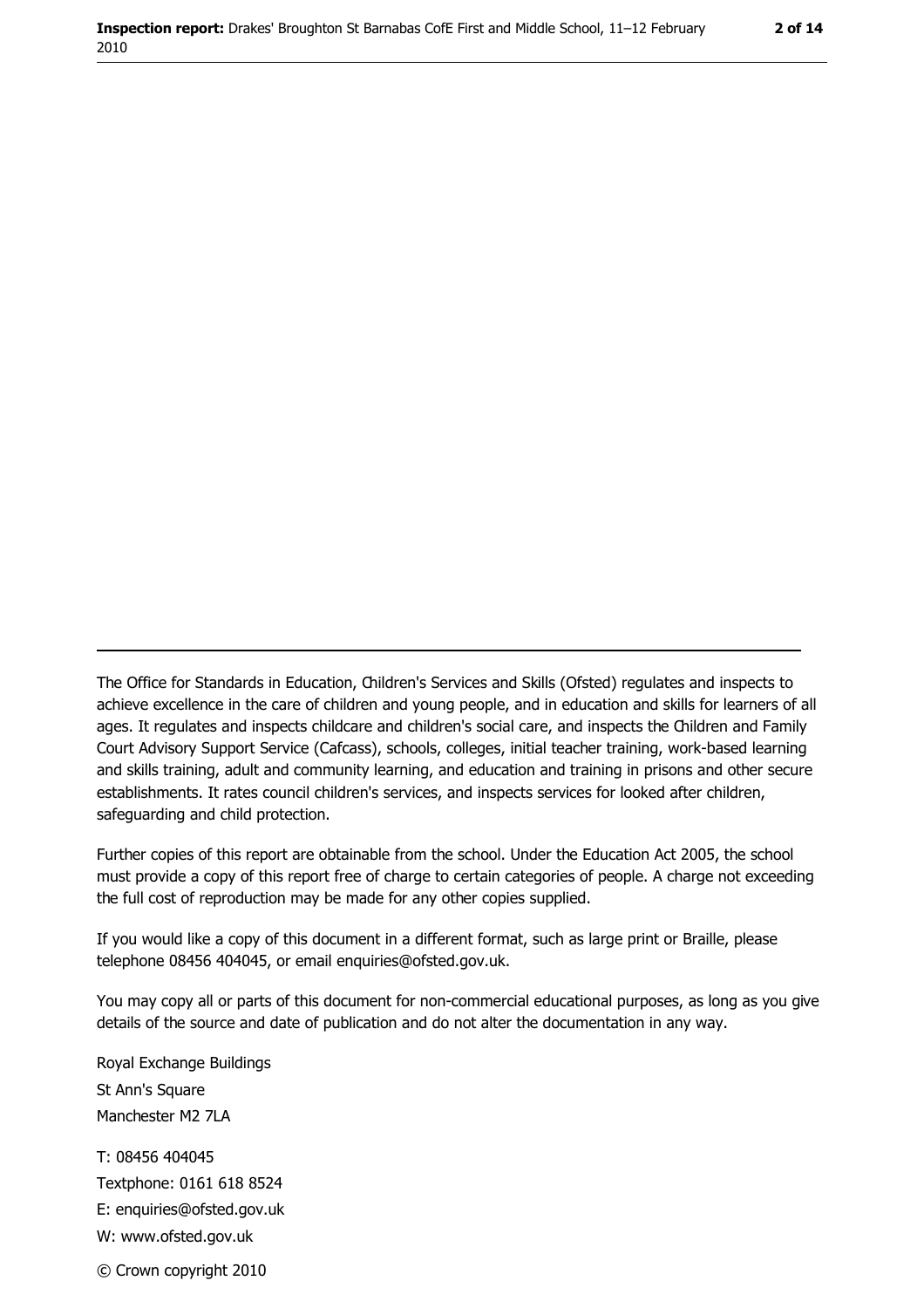The Office for Standards in Education, Children's Services and Skills (Ofsted) regulates and inspects to achieve excellence in the care of children and young people, and in education and skills for learners of all ages. It regulates and inspects childcare and children's social care, and inspects the Children and Family Court Advisory Support Service (Cafcass), schools, colleges, initial teacher training, work-based learning and skills training, adult and community learning, and education and training in prisons and other secure establishments. It rates council children's services, and inspects services for looked after children, safeguarding and child protection.

Further copies of this report are obtainable from the school. Under the Education Act 2005, the school must provide a copy of this report free of charge to certain categories of people. A charge not exceeding the full cost of reproduction may be made for any other copies supplied.

If you would like a copy of this document in a different format, such as large print or Braille, please telephone 08456 404045, or email enquiries@ofsted.gov.uk.

You may copy all or parts of this document for non-commercial educational purposes, as long as you give details of the source and date of publication and do not alter the documentation in any way.

Royal Exchange Buildings
St Ann's Square
Manchester M2 7LA

T: 08456 404045
Textphone: 0161 618 8524
E: enquiries@ofsted.gov.uk
W: www.ofsted.gov.uk

© Crown copyright 2010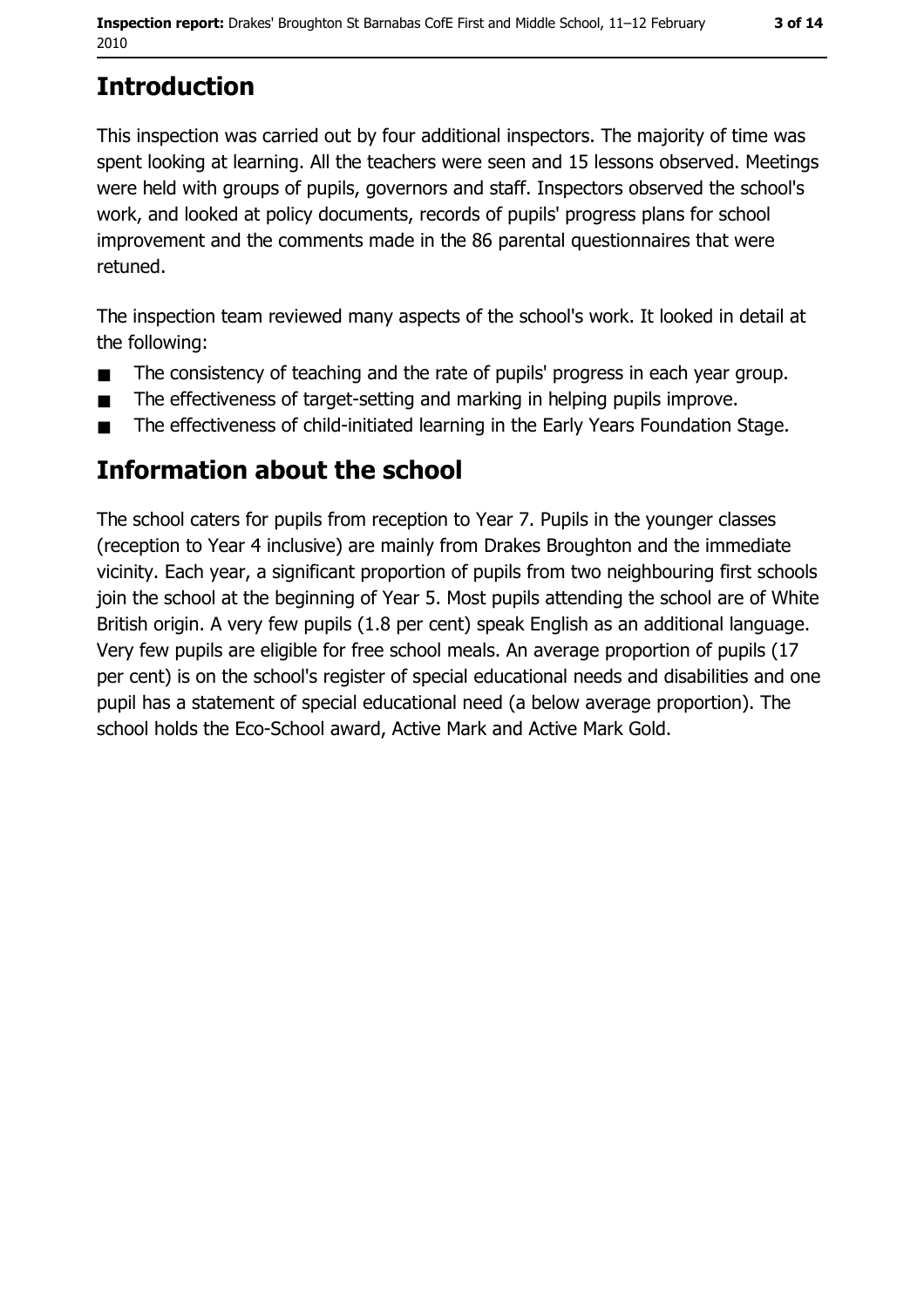## Introduction

This inspection was carried out by four additional inspectors. The majority of time was spent looking at learning. All the teachers were seen and 15 lessons observed. Meetings were held with groups of pupils, governors and staff. Inspectors observed the school's work, and looked at policy documents, records of pupils' progress plans for school improvement and the comments made in the 86 parental questionnaires that were retuned.

The inspection team reviewed many aspects of the school's work. It looked in detail at the following:

- The consistency of teaching and the rate of pupils' progress in each year group.
- The effectiveness of target-setting and marking in helping pupils improve.
- The effectiveness of child-initiated learning in the Early Years Foundation Stage.

## Information about the school

The school caters for pupils from reception to Year 7. Pupils in the younger classes (reception to Year 4 inclusive) are mainly from Drakes Broughton and the immediate vicinity. Each year, a significant proportion of pupils from two neighbouring first schools join the school at the beginning of Year 5. Most pupils attending the school are of White British origin. A very few pupils (1.8 per cent) speak English as an additional language. Very few pupils are eligible for free school meals. An average proportion of pupils (17 per cent) is on the school's register of special educational needs and disabilities and one pupil has a statement of special educational need (a below average proportion). The school holds the Eco-School award, Active Mark and Active Mark Gold.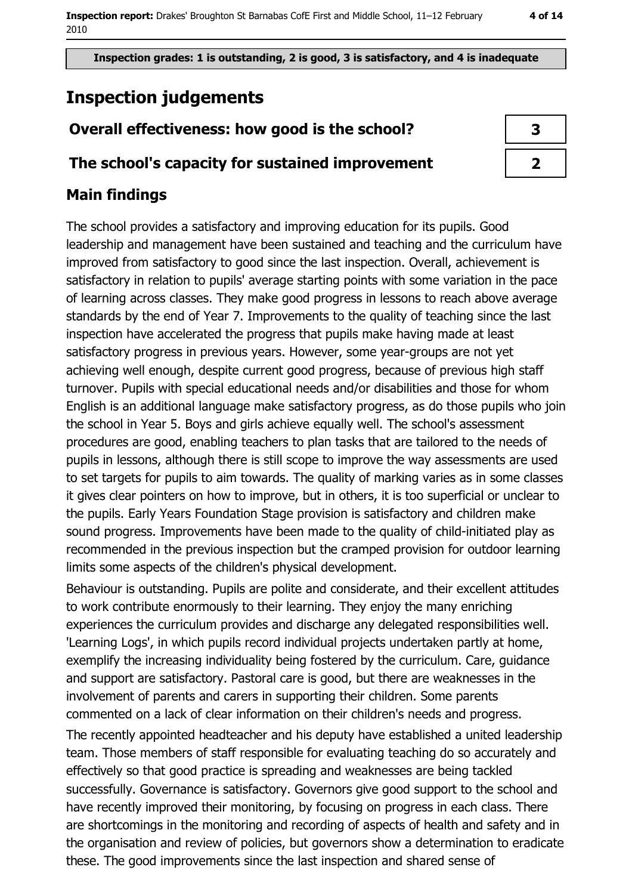**Inspection grades: 1 is outstanding, 2 is good, 3 is satisfactory, and 4 is inadequate**

# Inspection judgements

| Overall effectiveness: how good is the school? | 3 |
| --- | --- |
| The school's capacity for sustained improvement | 2 |

## Main findings

The school provides a satisfactory and improving education for its pupils. Good leadership and management have been sustained and teaching and the curriculum have improved from satisfactory to good since the last inspection. Overall, achievement is satisfactory in relation to pupils' average starting points with some variation in the pace of learning across classes. They make good progress in lessons to reach above average standards by the end of Year 7. Improvements to the quality of teaching since the last inspection have accelerated the progress that pupils make having made at least satisfactory progress in previous years. However, some year-groups are not yet achieving well enough, despite current good progress, because of previous high staff turnover. Pupils with special educational needs and/or disabilities and those for whom English is an additional language make satisfactory progress, as do those pupils who join the school in Year 5. Boys and girls achieve equally well. The school's assessment procedures are good, enabling teachers to plan tasks that are tailored to the needs of pupils in lessons, although there is still scope to improve the way assessments are used to set targets for pupils to aim towards. The quality of marking varies as in some classes it gives clear pointers on how to improve, but in others, it is too superficial or unclear to the pupils. Early Years Foundation Stage provision is satisfactory and children make sound progress. Improvements have been made to the quality of child-initiated play as recommended in the previous inspection but the cramped provision for outdoor learning limits some aspects of the children's physical development.

Behaviour is outstanding. Pupils are polite and considerate, and their excellent attitudes to work contribute enormously to their learning. They enjoy the many enriching experiences the curriculum provides and discharge any delegated responsibilities well. 'Learning Logs', in which pupils record individual projects undertaken partly at home, exemplify the increasing individuality being fostered by the curriculum. Care, guidance and support are satisfactory. Pastoral care is good, but there are weaknesses in the involvement of parents and carers in supporting their children. Some parents commented on a lack of clear information on their children's needs and progress.

The recently appointed headteacher and his deputy have established a united leadership team. Those members of staff responsible for evaluating teaching do so accurately and effectively so that good practice is spreading and weaknesses are being tackled successfully. Governance is satisfactory. Governors give good support to the school and have recently improved their monitoring, by focusing on progress in each class. There are shortcomings in the monitoring and recording of aspects of health and safety and in the organisation and review of policies, but governors show a determination to eradicate these. The good improvements since the last inspection and shared sense of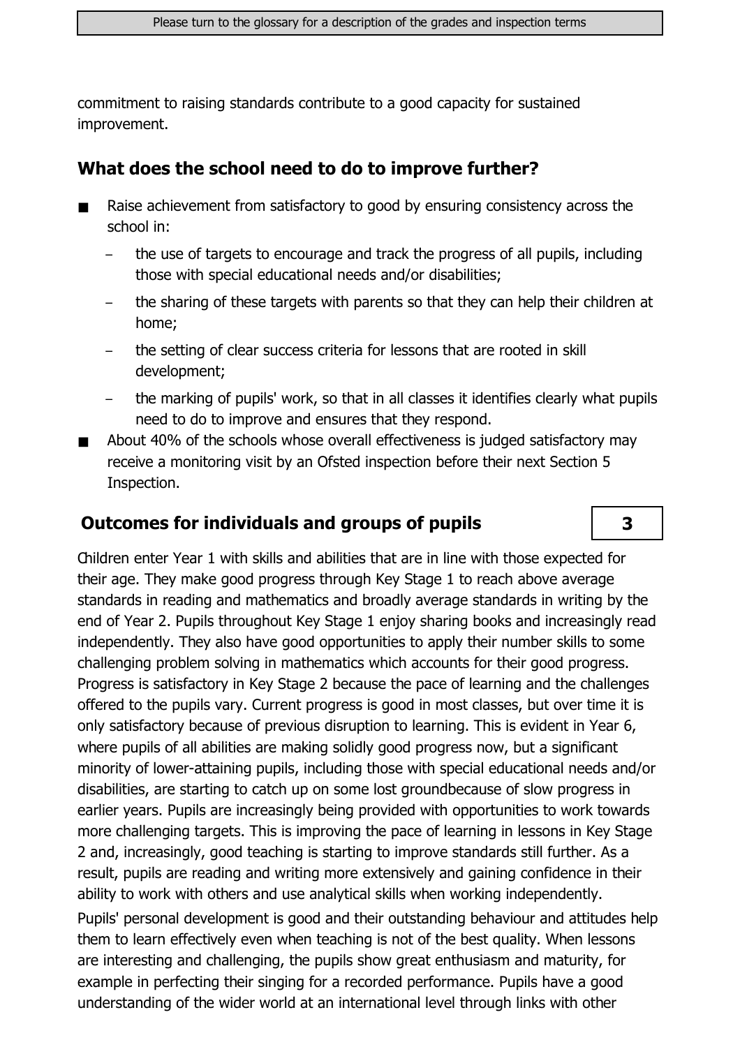commitment to raising standards contribute to a good capacity for sustained improvement.

## What does the school need to do to improve further?

- Raise achievement from satisfactory to good by ensuring consistency across the school in:
  - the use of targets to encourage and track the progress of all pupils, including those with special educational needs and/or disabilities;
  - the sharing of these targets with parents so that they can help their children at home;
  - the setting of clear success criteria for lessons that are rooted in skill development;
  - the marking of pupils' work, so that in all classes it identifies clearly what pupils need to do to improve and ensures that they respond.
- About 40% of the schools whose overall effectiveness is judged satisfactory may receive a monitoring visit by an Ofsted inspection before their next Section 5 Inspection.

## Outcomes for individuals and groups of pupils — 3

Children enter Year 1 with skills and abilities that are in line with those expected for their age. They make good progress through Key Stage 1 to reach above average standards in reading and mathematics and broadly average standards in writing by the end of Year 2. Pupils throughout Key Stage 1 enjoy sharing books and increasingly read independently. They also have good opportunities to apply their number skills to some challenging problem solving in mathematics which accounts for their good progress. Progress is satisfactory in Key Stage 2 because the pace of learning and the challenges offered to the pupils vary. Current progress is good in most classes, but over time it is only satisfactory because of previous disruption to learning. This is evident in Year 6, where pupils of all abilities are making solidly good progress now, but a significant minority of lower-attaining pupils, including those with special educational needs and/or disabilities, are starting to catch up on some lost groundbecause of slow progress in earlier years. Pupils are increasingly being provided with opportunities to work towards more challenging targets. This is improving the pace of learning in lessons in Key Stage 2 and, increasingly, good teaching is starting to improve standards still further. As a result, pupils are reading and writing more extensively and gaining confidence in their ability to work with others and use analytical skills when working independently.

Pupils' personal development is good and their outstanding behaviour and attitudes help them to learn effectively even when teaching is not of the best quality. When lessons are interesting and challenging, the pupils show great enthusiasm and maturity, for example in perfecting their singing for a recorded performance. Pupils have a good understanding of the wider world at an international level through links with other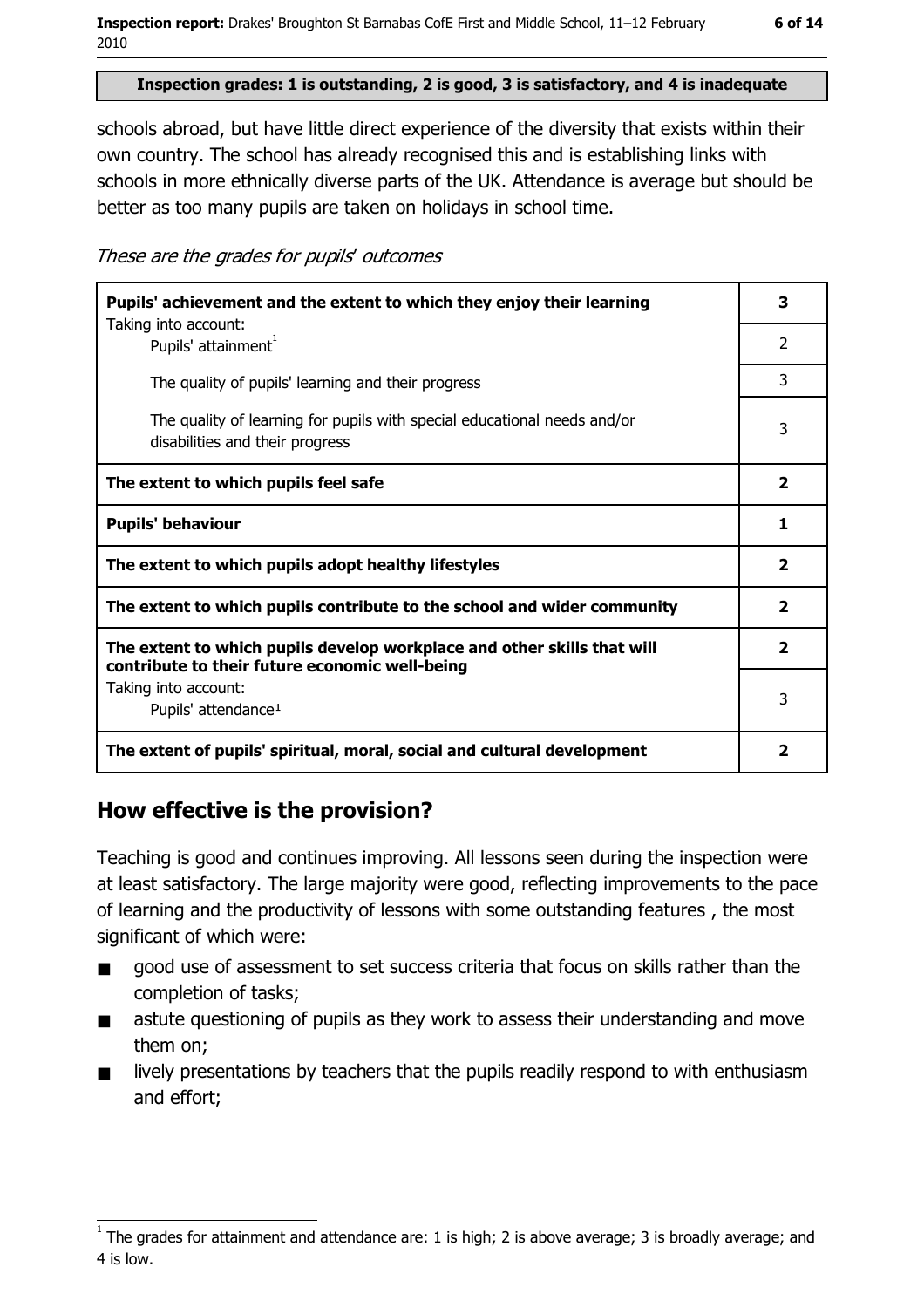**Inspection grades: 1 is outstanding, 2 is good, 3 is satisfactory, and 4 is inadequate**

schools abroad, but have little direct experience of the diversity that exists within their own country. The school has already recognised this and is establishing links with schools in more ethnically diverse parts of the UK. Attendance is average but should be better as too many pupils are taken on holidays in school time.

*These are the grades for pupils' outcomes*

| | |
|---|---|
| **Pupils' achievement and the extent to which they enjoy their learning** | **3** |
| Taking into account:<br>Pupils' attainment[1] | 2 |
| The quality of pupils' learning and their progress | 3 |
| The quality of learning for pupils with special educational needs and/or disabilities and their progress | 3 |
| **The extent to which pupils feel safe** | **2** |
| **Pupils' behaviour** | **1** |
| **The extent to which pupils adopt healthy lifestyles** | **2** |
| **The extent to which pupils contribute to the school and wider community** | **2** |
| **The extent to which pupils develop workplace and other skills that will contribute to their future economic well-being** | **2** |
| Taking into account:<br>Pupils' attendance[1] | 3 |
| **The extent of pupils' spiritual, moral, social and cultural development** | **2** |

## How effective is the provision?

Teaching is good and continues improving. All lessons seen during the inspection were at least satisfactory. The large majority were good, reflecting improvements to the pace of learning and the productivity of lessons with some outstanding features , the most significant of which were:

- good use of assessment to set success criteria that focus on skills rather than the completion of tasks;
- astute questioning of pupils as they work to assess their understanding and move them on;
- lively presentations by teachers that the pupils readily respond to with enthusiasm and effort;

[1] The grades for attainment and attendance are: 1 is high; 2 is above average; 3 is broadly average; and 4 is low.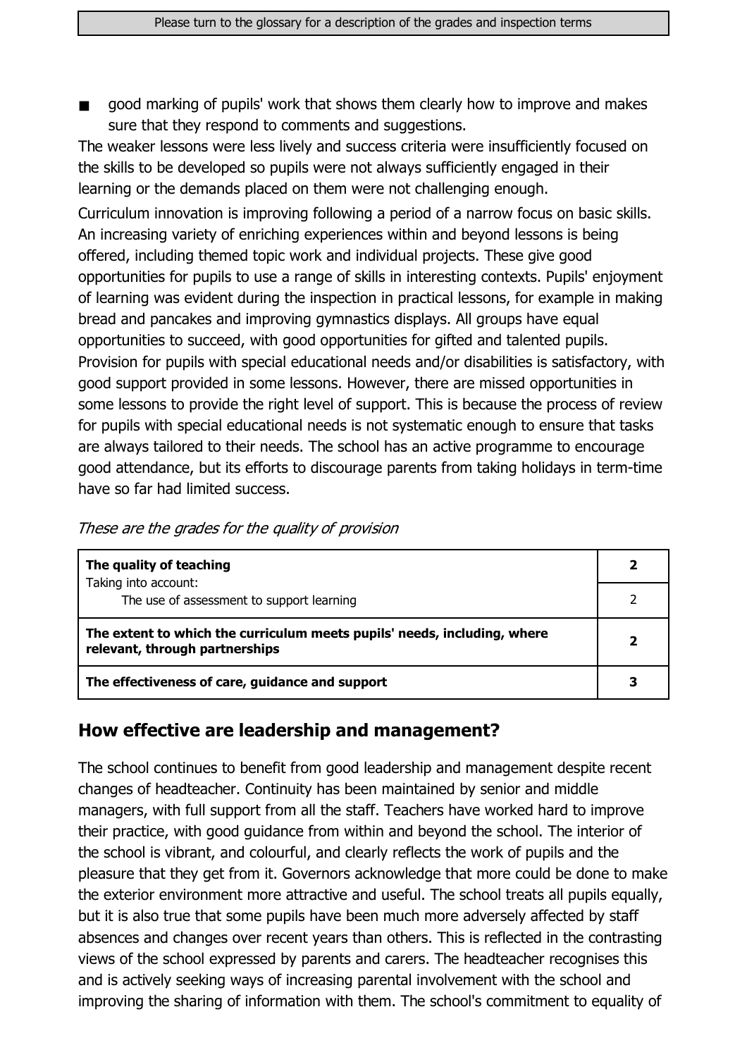- good marking of pupils' work that shows them clearly how to improve and makes sure that they respond to comments and suggestions.

The weaker lessons were less lively and success criteria were insufficiently focused on the skills to be developed so pupils were not always sufficiently engaged in their learning or the demands placed on them were not challenging enough.

Curriculum innovation is improving following a period of a narrow focus on basic skills. An increasing variety of enriching experiences within and beyond lessons is being offered, including themed topic work and individual projects. These give good opportunities for pupils to use a range of skills in interesting contexts. Pupils' enjoyment of learning was evident during the inspection in practical lessons, for example in making bread and pancakes and improving gymnastics displays. All groups have equal opportunities to succeed, with good opportunities for gifted and talented pupils. Provision for pupils with special educational needs and/or disabilities is satisfactory, with good support provided in some lessons. However, there are missed opportunities in some lessons to provide the right level of support. This is because the process of review for pupils with special educational needs is not systematic enough to ensure that tasks are always tailored to their needs. The school has an active programme to encourage good attendance, but its efforts to discourage parents from taking holidays in term-time have so far had limited success.

*These are the grades for the quality of provision*

| | |
|---|---|
| **The quality of teaching** | **2** |
| Taking into account: The use of assessment to support learning | 2 |
| **The extent to which the curriculum meets pupils' needs, including, where relevant, through partnerships** | **2** |
| **The effectiveness of care, guidance and support** | **3** |

## How effective are leadership and management?

The school continues to benefit from good leadership and management despite recent changes of headteacher. Continuity has been maintained by senior and middle managers, with full support from all the staff. Teachers have worked hard to improve their practice, with good guidance from within and beyond the school. The interior of the school is vibrant, and colourful, and clearly reflects the work of pupils and the pleasure that they get from it. Governors acknowledge that more could be done to make the exterior environment more attractive and useful. The school treats all pupils equally, but it is also true that some pupils have been much more adversely affected by staff absences and changes over recent years than others. This is reflected in the contrasting views of the school expressed by parents and carers. The headteacher recognises this and is actively seeking ways of increasing parental involvement with the school and improving the sharing of information with them. The school's commitment to equality of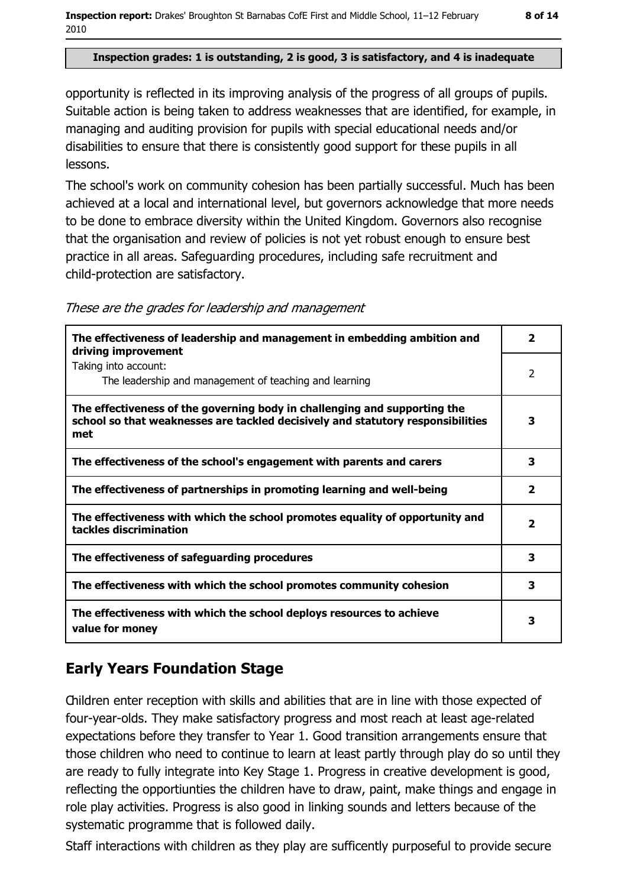**Inspection grades: 1 is outstanding, 2 is good, 3 is satisfactory, and 4 is inadequate**

opportunity is reflected in its improving analysis of the progress of all groups of pupils. Suitable action is being taken to address weaknesses that are identified, for example, in managing and auditing provision for pupils with special educational needs and/or disabilities to ensure that there is consistently good support for these pupils in all lessons.

The school's work on community cohesion has been partially successful. Much has been achieved at a local and international level, but governors acknowledge that more needs to be done to embrace diversity within the United Kingdom. Governors also recognise that the organisation and review of policies is not yet robust enough to ensure best practice in all areas. Safeguarding procedures, including safe recruitment and child-protection are satisfactory.

*These are the grades for leadership and management*

| | |
|---|---|
| **The effectiveness of leadership and management in embedding ambition and driving improvement** | **2** |
| Taking into account: The leadership and management of teaching and learning | 2 |
| **The effectiveness of the governing body in challenging and supporting the school so that weaknesses are tackled decisively and statutory responsibilities met** | **3** |
| **The effectiveness of the school's engagement with parents and carers** | **3** |
| **The effectiveness of partnerships in promoting learning and well-being** | **2** |
| **The effectiveness with which the school promotes equality of opportunity and tackles discrimination** | **2** |
| **The effectiveness of safeguarding procedures** | **3** |
| **The effectiveness with which the school promotes community cohesion** | **3** |
| **The effectiveness with which the school deploys resources to achieve value for money** | **3** |

## Early Years Foundation Stage

Children enter reception with skills and abilities that are in line with those expected of four-year-olds. They make satisfactory progress and most reach at least age-related expectations before they transfer to Year 1. Good transition arrangements ensure that those children who need to continue to learn at least partly through play do so until they are ready to fully integrate into Key Stage 1. Progress in creative development is good, reflecting the opportiunties the children have to draw, paint, make things and engage in role play activities. Progress is also good in linking sounds and letters because of the systematic programme that is followed daily.

Staff interactions with children as they play are sufficently purposeful to provide secure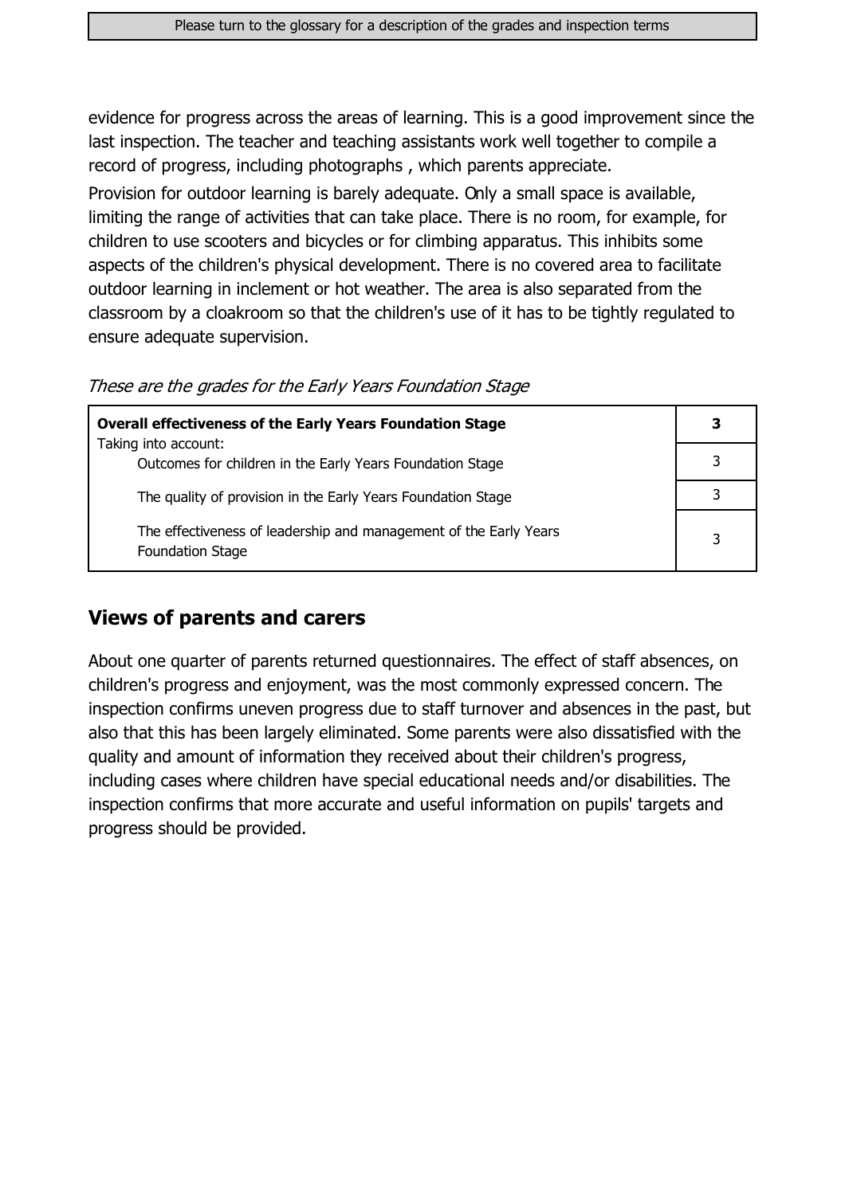evidence for progress across the areas of learning. This is a good improvement since the last inspection. The teacher and teaching assistants work well together to compile a record of progress, including photographs , which parents appreciate.

Provision for outdoor learning is barely adequate. Only a small space is available, limiting the range of activities that can take place. There is no room, for example, for children to use scooters and bicycles or for climbing apparatus. This inhibits some aspects of the children's physical development. There is no covered area to facilitate outdoor learning in inclement or hot weather. The area is also separated from the classroom by a cloakroom so that the children's use of it has to be tightly regulated to ensure adequate supervision.

*These are the grades for the Early Years Foundation Stage*

| **Overall effectiveness of the Early Years Foundation Stage** | **3** |
|---|---|
| Taking into account: Outcomes for children in the Early Years Foundation Stage | 3 |
| The quality of provision in the Early Years Foundation Stage | 3 |
| The effectiveness of leadership and management of the Early Years Foundation Stage | 3 |

## Views of parents and carers

About one quarter of parents returned questionnaires. The effect of staff absences, on children's progress and enjoyment, was the most commonly expressed concern. The inspection confirms uneven progress due to staff turnover and absences in the past, but also that this has been largely eliminated. Some parents were also dissatisfied with the quality and amount of information they received about their children's progress, including cases where children have special educational needs and/or disabilities. The inspection confirms that more accurate and useful information on pupils' targets and progress should be provided.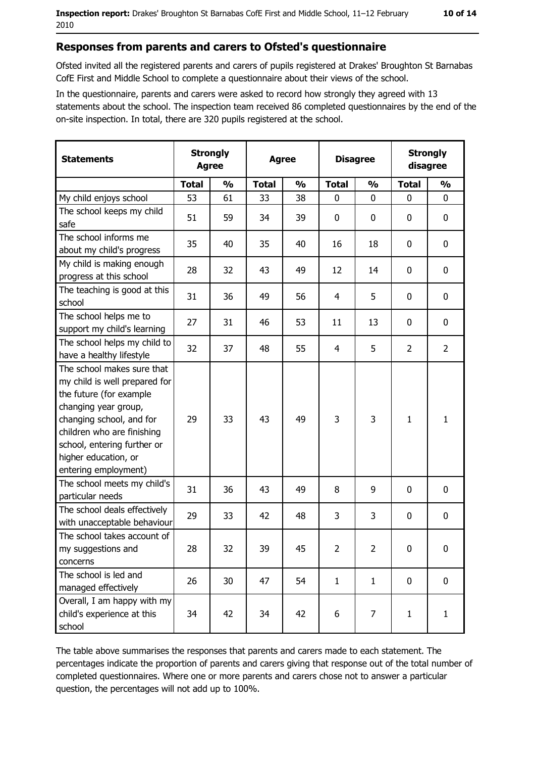## Responses from parents and carers to Ofsted's questionnaire

Ofsted invited all the registered parents and carers of pupils registered at Drakes' Broughton St Barnabas CofE First and Middle School to complete a questionnaire about their views of the school.

In the questionnaire, parents and carers were asked to record how strongly they agreed with 13 statements about the school. The inspection team received 86 completed questionnaires by the end of the on-site inspection. In total, there are 320 pupils registered at the school.

| Statements | Strongly Agree | | Agree | | Disagree | | Strongly disagree | |
|---|---|---|---|---|---|---|---|---|
| | Total | % | Total | % | Total | % | Total | % |
| My child enjoys school | 53 | 61 | 33 | 38 | 0 | 0 | 0 | 0 |
| The school keeps my child safe | 51 | 59 | 34 | 39 | 0 | 0 | 0 | 0 |
| The school informs me about my child's progress | 35 | 40 | 35 | 40 | 16 | 18 | 0 | 0 |
| My child is making enough progress at this school | 28 | 32 | 43 | 49 | 12 | 14 | 0 | 0 |
| The teaching is good at this school | 31 | 36 | 49 | 56 | 4 | 5 | 0 | 0 |
| The school helps me to support my child's learning | 27 | 31 | 46 | 53 | 11 | 13 | 0 | 0 |
| The school helps my child to have a healthy lifestyle | 32 | 37 | 48 | 55 | 4 | 5 | 2 | 2 |
| The school makes sure that my child is well prepared for the future (for example changing year group, changing school, and for children who are finishing school, entering further or higher education, or entering employment) | 29 | 33 | 43 | 49 | 3 | 3 | 1 | 1 |
| The school meets my child's particular needs | 31 | 36 | 43 | 49 | 8 | 9 | 0 | 0 |
| The school deals effectively with unacceptable behaviour | 29 | 33 | 42 | 48 | 3 | 3 | 0 | 0 |
| The school takes account of my suggestions and concerns | 28 | 32 | 39 | 45 | 2 | 2 | 0 | 0 |
| The school is led and managed effectively | 26 | 30 | 47 | 54 | 1 | 1 | 0 | 0 |
| Overall, I am happy with my child's experience at this school | 34 | 42 | 34 | 42 | 6 | 7 | 1 | 1 |

The table above summarises the responses that parents and carers made to each statement. The percentages indicate the proportion of parents and carers giving that response out of the total number of completed questionnaires. Where one or more parents and carers chose not to answer a particular question, the percentages will not add up to 100%.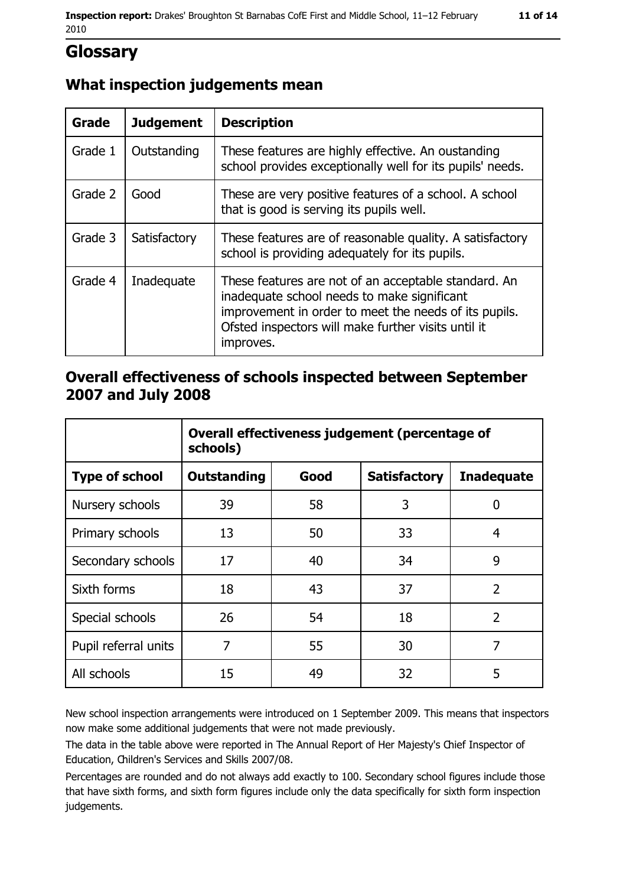# Glossary

## What inspection judgements mean

| Grade | Judgement | Description |
|---|---|---|
| Grade 1 | Outstanding | These features are highly effective. An oustanding school provides exceptionally well for its pupils' needs. |
| Grade 2 | Good | These are very positive features of a school. A school that is good is serving its pupils well. |
| Grade 3 | Satisfactory | These features are of reasonable quality. A satisfactory school is providing adequately for its pupils. |
| Grade 4 | Inadequate | These features are not of an acceptable standard. An inadequate school needs to make significant improvement in order to meet the needs of its pupils. Ofsted inspectors will make further visits until it improves. |

## Overall effectiveness of schools inspected between September 2007 and July 2008

| | Overall effectiveness judgement (percentage of schools) | | | |
|---|---|---|---|---|
| **Type of school** | **Outstanding** | **Good** | **Satisfactory** | **Inadequate** |
| Nursery schools | 39 | 58 | 3 | 0 |
| Primary schools | 13 | 50 | 33 | 4 |
| Secondary schools | 17 | 40 | 34 | 9 |
| Sixth forms | 18 | 43 | 37 | 2 |
| Special schools | 26 | 54 | 18 | 2 |
| Pupil referral units | 7 | 55 | 30 | 7 |
| All schools | 15 | 49 | 32 | 5 |

New school inspection arrangements were introduced on 1 September 2009. This means that inspectors now make some additional judgements that were not made previously.

The data in the table above were reported in The Annual Report of Her Majesty's Chief Inspector of Education, Children's Services and Skills 2007/08.

Percentages are rounded and do not always add exactly to 100. Secondary school figures include those that have sixth forms, and sixth form figures include only the data specifically for sixth form inspection judgements.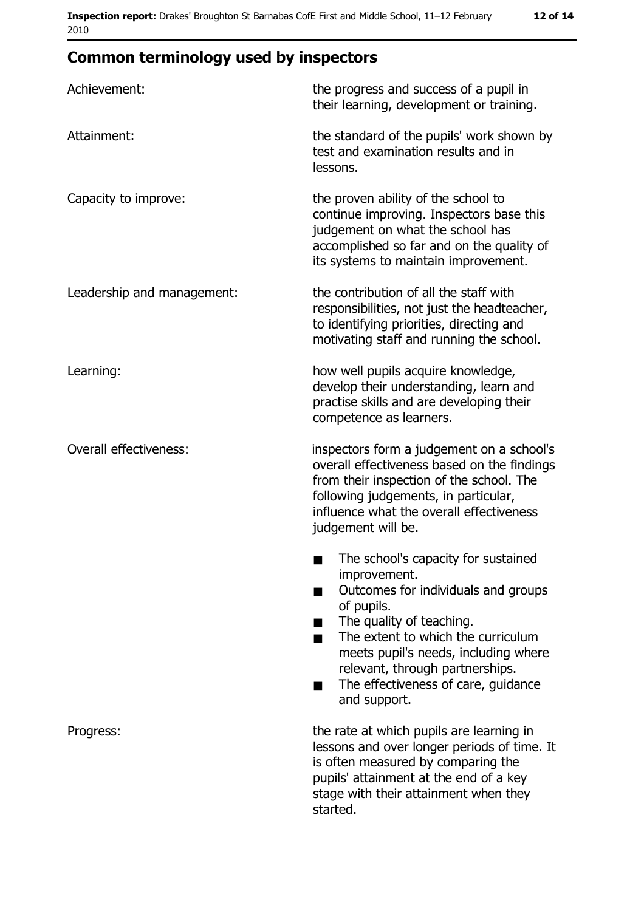## Common terminology used by inspectors

| | |
|---|---|
| Achievement: | the progress and success of a pupil in their learning, development or training. |
| Attainment: | the standard of the pupils' work shown by test and examination results and in lessons. |
| Capacity to improve: | the proven ability of the school to continue improving. Inspectors base this judgement on what the school has accomplished so far and on the quality of its systems to maintain improvement. |
| Leadership and management: | the contribution of all the staff with responsibilities, not just the headteacher, to identifying priorities, directing and motivating staff and running the school. |
| Learning: | how well pupils acquire knowledge, develop their understanding, learn and practise skills and are developing their competence as learners. |
| Overall effectiveness: | inspectors form a judgement on a school's overall effectiveness based on the findings from their inspection of the school. The following judgements, in particular, influence what the overall effectiveness judgement will be.<br>■ The school's capacity for sustained improvement.<br>■ Outcomes for individuals and groups of pupils.<br>■ The quality of teaching.<br>■ The extent to which the curriculum meets pupil's needs, including where relevant, through partnerships.<br>■ The effectiveness of care, guidance and support. |
| Progress: | the rate at which pupils are learning in lessons and over longer periods of time. It is often measured by comparing the pupils' attainment at the end of a key stage with their attainment when they started. |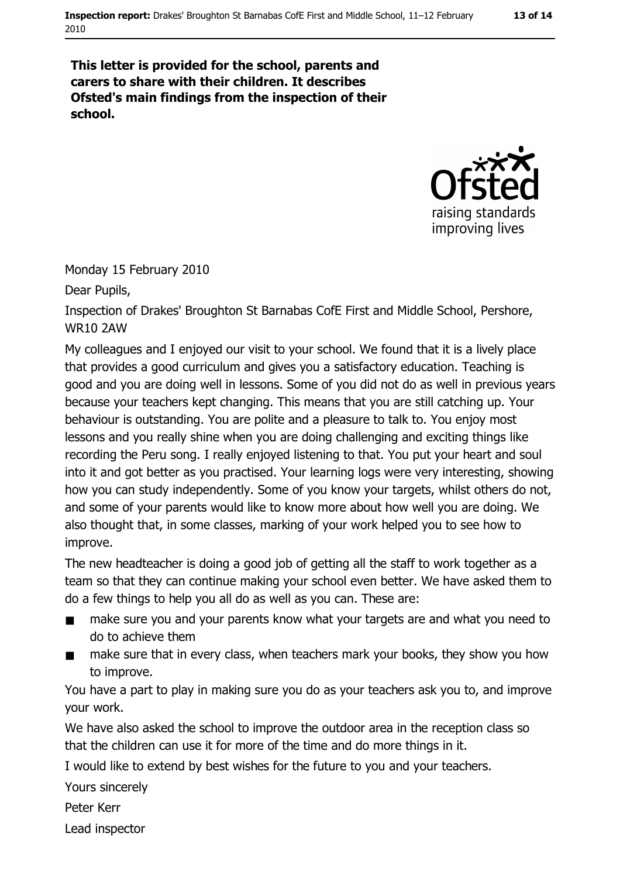**This letter is provided for the school, parents and carers to share with their children. It describes Ofsted's main findings from the inspection of their school.**

Ofsted
raising standards
improving lives

Monday 15 February 2010

Dear Pupils,

Inspection of Drakes' Broughton St Barnabas CofE First and Middle School, Pershore, WR10 2AW

My colleagues and I enjoyed our visit to your school. We found that it is a lively place that provides a good curriculum and gives you a satisfactory education. Teaching is good and you are doing well in lessons. Some of you did not do as well in previous years because your teachers kept changing. This means that you are still catching up. Your behaviour is outstanding. You are polite and a pleasure to talk to. You enjoy most lessons and you really shine when you are doing challenging and exciting things like recording the Peru song. I really enjoyed listening to that. You put your heart and soul into it and got better as you practised. Your learning logs were very interesting, showing how you can study independently. Some of you know your targets, whilst others do not, and some of your parents would like to know more about how well you are doing. We also thought that, in some classes, marking of your work helped you to see how to improve.

The new headteacher is doing a good job of getting all the staff to work together as a team so that they can continue making your school even better. We have asked them to do a few things to help you all do as well as you can. These are:

- make sure you and your parents know what your targets are and what you need to do to achieve them
- make sure that in every class, when teachers mark your books, they show you how to improve.

You have a part to play in making sure you do as your teachers ask you to, and improve your work.

We have also asked the school to improve the outdoor area in the reception class so that the children can use it for more of the time and do more things in it.

I would like to extend by best wishes for the future to you and your teachers.

Yours sincerely

Peter Kerr

Lead inspector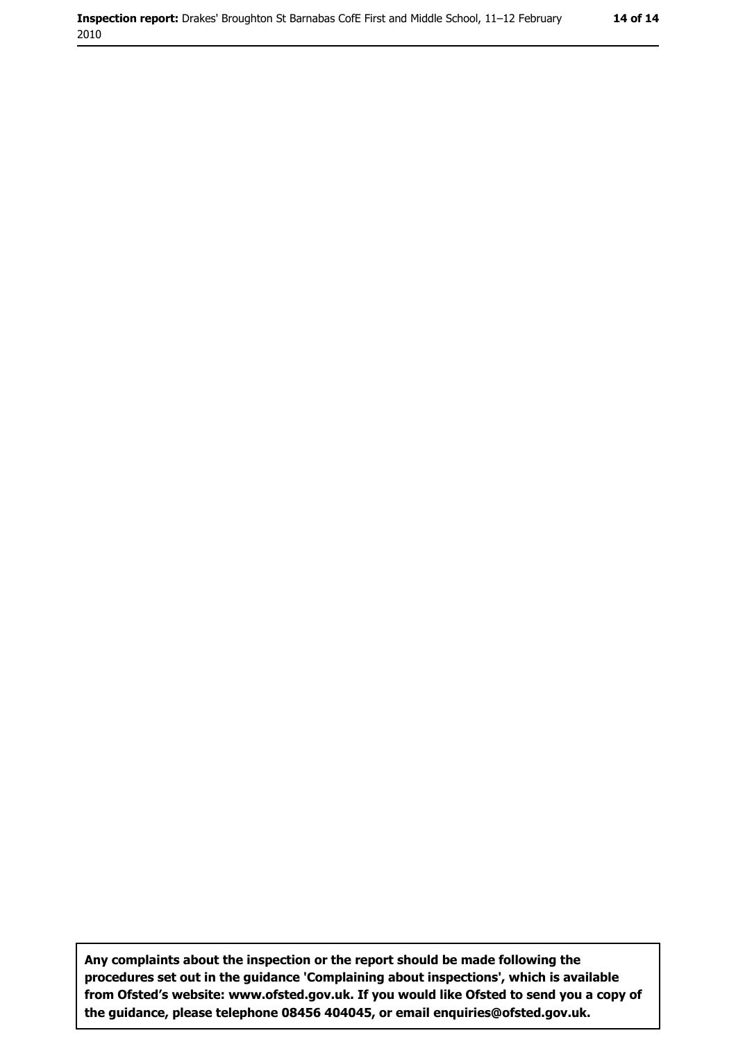**Any complaints about the inspection or the report should be made following the procedures set out in the guidance 'Complaining about inspections', which is available from Ofsted's website: www.ofsted.gov.uk. If you would like Ofsted to send you a copy of the guidance, please telephone 08456 404045, or email enquiries@ofsted.gov.uk.**